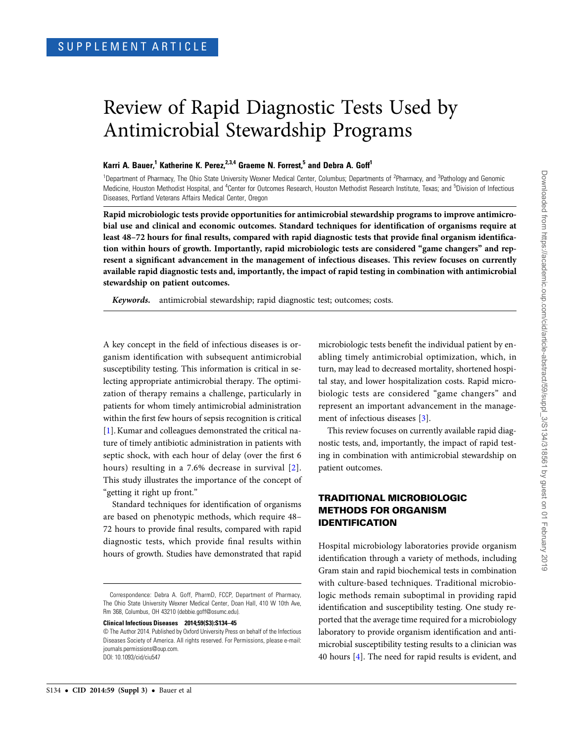SUPPLEMENT ARTICLE

# Review of Rapid Diagnostic Tests Used by Antimicrobial Stewardship Programs

**Karri A. Bauer,[1] Katherine K. Perez,[2,3,4] Graeme N. Forrest,[5] and Debra A. Goff[1]**

[1]Department of Pharmacy, The Ohio State University Wexner Medical Center, Columbus; Departments of [2]Pharmacy, and [3]Pathology and Genomic Medicine, Houston Methodist Hospital, and [4]Center for Outcomes Research, Houston Methodist Research Institute, Texas; and [5]Division of Infectious Diseases, Portland Veterans Affairs Medical Center, Oregon

**Rapid microbiologic tests provide opportunities for antimicrobial stewardship programs to improve antimicrobial use and clinical and economic outcomes. Standard techniques for identification of organisms require at least 48–72 hours for final results, compared with rapid diagnostic tests that provide final organism identification within hours of growth. Importantly, rapid microbiologic tests are considered "game changers" and represent a significant advancement in the management of infectious diseases. This review focuses on currently available rapid diagnostic tests and, importantly, the impact of rapid testing in combination with antimicrobial stewardship on patient outcomes.**

***Keywords.*** antimicrobial stewardship; rapid diagnostic test; outcomes; costs.

A key concept in the field of infectious diseases is organism identification with subsequent antimicrobial susceptibility testing. This information is critical in selecting appropriate antimicrobial therapy. The optimization of therapy remains a challenge, particularly in patients for whom timely antimicrobial administration within the first few hours of sepsis recognition is critical [1]. Kumar and colleagues demonstrated the critical nature of timely antibiotic administration in patients with septic shock, with each hour of delay (over the first 6 hours) resulting in a 7.6% decrease in survival [2]. This study illustrates the importance of the concept of "getting it right up front."

Standard techniques for identification of organisms are based on phenotypic methods, which require 48–72 hours to provide final results, compared with rapid diagnostic tests, which provide final results within hours of growth. Studies have demonstrated that rapid microbiologic tests benefit the individual patient by enabling timely antimicrobial optimization, which, in turn, may lead to decreased mortality, shortened hospital stay, and lower hospitalization costs. Rapid microbiologic tests are considered "game changers" and represent an important advancement in the management of infectious diseases [3].

This review focuses on currently available rapid diagnostic tests, and, importantly, the impact of rapid testing in combination with antimicrobial stewardship on patient outcomes.

## TRADITIONAL MICROBIOLOGIC METHODS FOR ORGANISM IDENTIFICATION

Hospital microbiology laboratories provide organism identification through a variety of methods, including Gram stain and rapid biochemical tests in combination with culture-based techniques. Traditional microbiologic methods remain suboptimal in providing rapid identification and susceptibility testing. One study reported that the average time required for a microbiology laboratory to provide organism identification and antimicrobial susceptibility testing results to a clinician was 40 hours [4]. The need for rapid results is evident, and

Correspondence: Debra A. Goff, PharmD, FCCP, Department of Pharmacy, The Ohio State University Wexner Medical Center, Doan Hall, 410 W 10th Ave, Rm 368, Columbus, OH 43210 (debbie.goff@osumc.edu).

**Clinical Infectious Diseases 2014;59(S3):S134–45**

© The Author 2014. Published by Oxford University Press on behalf of the Infectious Diseases Society of America. All rights reserved. For Permissions, please e-mail: journals.permissions@oup.com.
DOI: 10.1093/cid/ciu547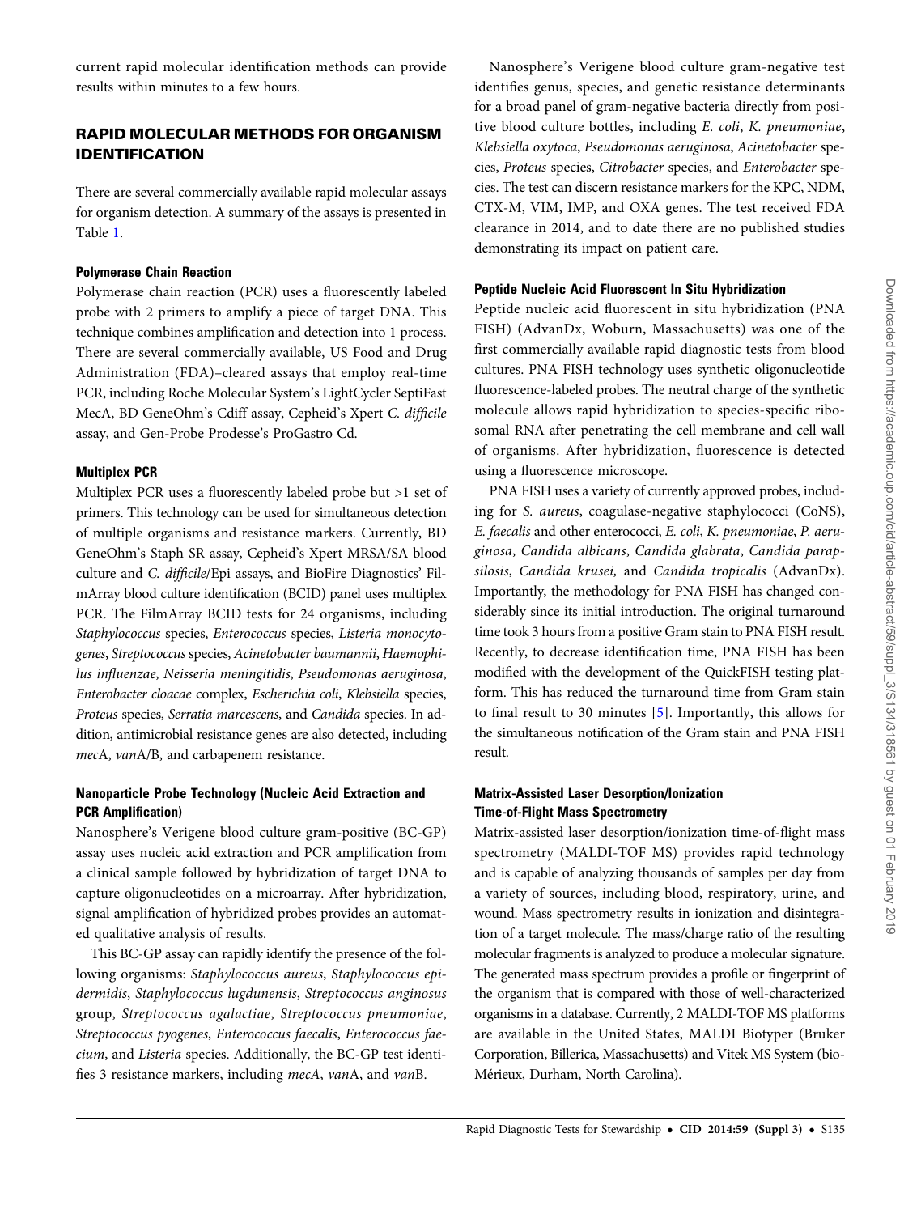current rapid molecular identification methods can provide results within minutes to a few hours.

## RAPID MOLECULAR METHODS FOR ORGANISM IDENTIFICATION

There are several commercially available rapid molecular assays for organism detection. A summary of the assays is presented in Table 1.

### Polymerase Chain Reaction

Polymerase chain reaction (PCR) uses a fluorescently labeled probe with 2 primers to amplify a piece of target DNA. This technique combines amplification and detection into 1 process. There are several commercially available, US Food and Drug Administration (FDA)–cleared assays that employ real-time PCR, including Roche Molecular System's LightCycler SeptiFast MecA, BD GeneOhm's Cdiff assay, Cepheid's Xpert *C. difficile* assay, and Gen-Probe Prodesse's ProGastro Cd.

### Multiplex PCR

Multiplex PCR uses a fluorescently labeled probe but >1 set of primers. This technology can be used for simultaneous detection of multiple organisms and resistance markers. Currently, BD GeneOhm's Staph SR assay, Cepheid's Xpert MRSA/SA blood culture and *C. difficile*/Epi assays, and BioFire Diagnostics' FilmArray blood culture identification (BCID) panel uses multiplex PCR. The FilmArray BCID tests for 24 organisms, including *Staphylococcus* species, *Enterococcus* species, *Listeria monocytogenes*, *Streptococcus* species, *Acinetobacter baumannii*, *Haemophilus influenzae*, *Neisseria meningitidis*, *Pseudomonas aeruginosa*, *Enterobacter cloacae* complex, *Escherichia coli*, *Klebsiella* species, *Proteus* species, *Serratia marcescens*, and *Candida* species. In addition, antimicrobial resistance genes are also detected, including *mec*A, *van*A/B, and carbapenem resistance.

### Nanoparticle Probe Technology (Nucleic Acid Extraction and PCR Amplification)

Nanosphere's Verigene blood culture gram-positive (BC-GP) assay uses nucleic acid extraction and PCR amplification from a clinical sample followed by hybridization of target DNA to capture oligonucleotides on a microarray. After hybridization, signal amplification of hybridized probes provides an automated qualitative analysis of results.

This BC-GP assay can rapidly identify the presence of the following organisms: *Staphylococcus aureus*, *Staphylococcus epidermidis*, *Staphylococcus lugdunensis*, *Streptococcus anginosus* group, *Streptococcus agalactiae*, *Streptococcus pneumoniae*, *Streptococcus pyogenes*, *Enterococcus faecalis*, *Enterococcus faecium*, and *Listeria* species. Additionally, the BC-GP test identifies 3 resistance markers, including *mecA*, *van*A, and *van*B.

Nanosphere's Verigene blood culture gram-negative test identifies genus, species, and genetic resistance determinants for a broad panel of gram-negative bacteria directly from positive blood culture bottles, including *E. coli*, *K. pneumoniae*, *Klebsiella oxytoca*, *Pseudomonas aeruginosa*, *Acinetobacter* species, *Proteus* species, *Citrobacter* species, and *Enterobacter* species. The test can discern resistance markers for the KPC, NDM, CTX-M, VIM, IMP, and OXA genes. The test received FDA clearance in 2014, and to date there are no published studies demonstrating its impact on patient care.

### Peptide Nucleic Acid Fluorescent In Situ Hybridization

Peptide nucleic acid fluorescent in situ hybridization (PNA FISH) (AdvanDx, Woburn, Massachusetts) was one of the first commercially available rapid diagnostic tests from blood cultures. PNA FISH technology uses synthetic oligonucleotide fluorescence-labeled probes. The neutral charge of the synthetic molecule allows rapid hybridization to species-specific ribosomal RNA after penetrating the cell membrane and cell wall of organisms. After hybridization, fluorescence is detected using a fluorescence microscope.

PNA FISH uses a variety of currently approved probes, including for *S. aureus*, coagulase-negative staphylococci (CoNS), *E. faecalis* and other enterococci, *E. coli*, *K. pneumoniae*, *P. aeruginosa*, *Candida albicans*, *Candida glabrata*, *Candida parapsilosis*, *Candida krusei,* and *Candida tropicalis* (AdvanDx). Importantly, the methodology for PNA FISH has changed considerably since its initial introduction. The original turnaround time took 3 hours from a positive Gram stain to PNA FISH result. Recently, to decrease identification time, PNA FISH has been modified with the development of the QuickFISH testing platform. This has reduced the turnaround time from Gram stain to final result to 30 minutes [5]. Importantly, this allows for the simultaneous notification of the Gram stain and PNA FISH result.

### Matrix-Assisted Laser Desorption/Ionization Time-of-Flight Mass Spectrometry

Matrix-assisted laser desorption/ionization time-of-flight mass spectrometry (MALDI-TOF MS) provides rapid technology and is capable of analyzing thousands of samples per day from a variety of sources, including blood, respiratory, urine, and wound. Mass spectrometry results in ionization and disintegration of a target molecule. The mass/charge ratio of the resulting molecular fragments is analyzed to produce a molecular signature. The generated mass spectrum provides a profile or fingerprint of the organism that is compared with those of well-characterized organisms in a database. Currently, 2 MALDI-TOF MS platforms are available in the United States, MALDI Biotyper (Bruker Corporation, Billerica, Massachusetts) and Vitek MS System (bioMérieux, Durham, North Carolina).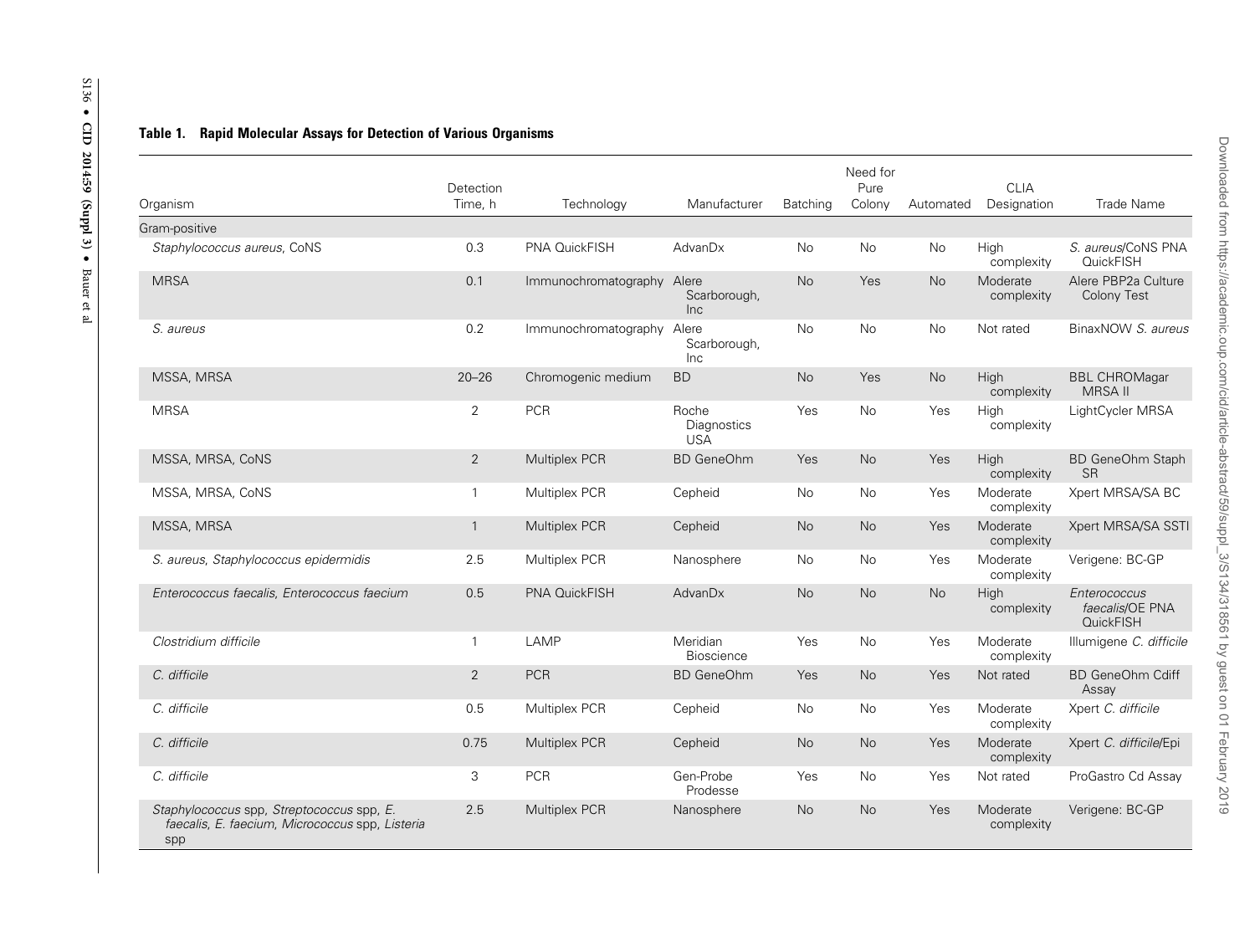**Table 1. Rapid Molecular Assays for Detection of Various Organisms**

| Organism | Detection Time, h | Technology | Manufacturer | Batching | Need for Pure Colony | Automated | CLIA Designation | Trade Name |
|---|---|---|---|---|---|---|---|---|
| Gram-positive | | | | | | | | |
| *Staphylococcus aureus*, CoNS | 0.3 | PNA QuickFISH | AdvanDx | No | No | No | High complexity | *S. aureus*/CoNS PNA QuickFISH |
| MRSA | 0.1 | Immunochromatography | Alere Scarborough, Inc | No | Yes | No | Moderate complexity | Alere PBP2a Culture Colony Test |
| *S. aureus* | 0.2 | Immunochromatography | Alere Scarborough, Inc | No | No | No | Not rated | BinaxNOW *S. aureus* |
| MSSA, MRSA | 20–26 | Chromogenic medium | BD | No | Yes | No | High complexity | BBL CHROMagar MRSA II |
| MRSA | 2 | PCR | Roche Diagnostics USA | Yes | No | Yes | High complexity | LightCycler MRSA |
| MSSA, MRSA, CoNS | 2 | Multiplex PCR | BD GeneOhm | Yes | No | Yes | High complexity | BD GeneOhm Staph SR |
| MSSA, MRSA, CoNS | 1 | Multiplex PCR | Cepheid | No | No | Yes | Moderate complexity | Xpert MRSA/SA BC |
| MSSA, MRSA | 1 | Multiplex PCR | Cepheid | No | No | Yes | Moderate complexity | Xpert MRSA/SA SSTI |
| *S. aureus*, *Staphylococcus epidermidis* | 2.5 | Multiplex PCR | Nanosphere | No | No | Yes | Moderate complexity | Verigene: BC-GP |
| *Enterococcus faecalis*, *Enterococcus faecium* | 0.5 | PNA QuickFISH | AdvanDx | No | No | No | High complexity | *Enterococcus faecalis*/OE PNA QuickFISH |
| *Clostridium difficile* | 1 | LAMP | Meridian Bioscience | Yes | No | Yes | Moderate complexity | Illumigene *C. difficile* |
| *C. difficile* | 2 | PCR | BD GeneOhm | Yes | No | Yes | Not rated | BD GeneOhm Cdiff Assay |
| *C. difficile* | 0.5 | Multiplex PCR | Cepheid | No | No | Yes | Moderate complexity | Xpert *C. difficile* |
| *C. difficile* | 0.75 | Multiplex PCR | Cepheid | No | No | Yes | Moderate complexity | Xpert *C. difficile*/Epi |
| *C. difficile* | 3 | PCR | Gen-Probe Prodesse | Yes | No | Yes | Not rated | ProGastro Cd Assay |
| *Staphylococcus* spp, *Streptococcus* spp, *E. faecalis*, *E. faecium*, *Micrococcus* spp, *Listeria* spp | 2.5 | Multiplex PCR | Nanosphere | No | No | Yes | Moderate complexity | Verigene: BC-GP |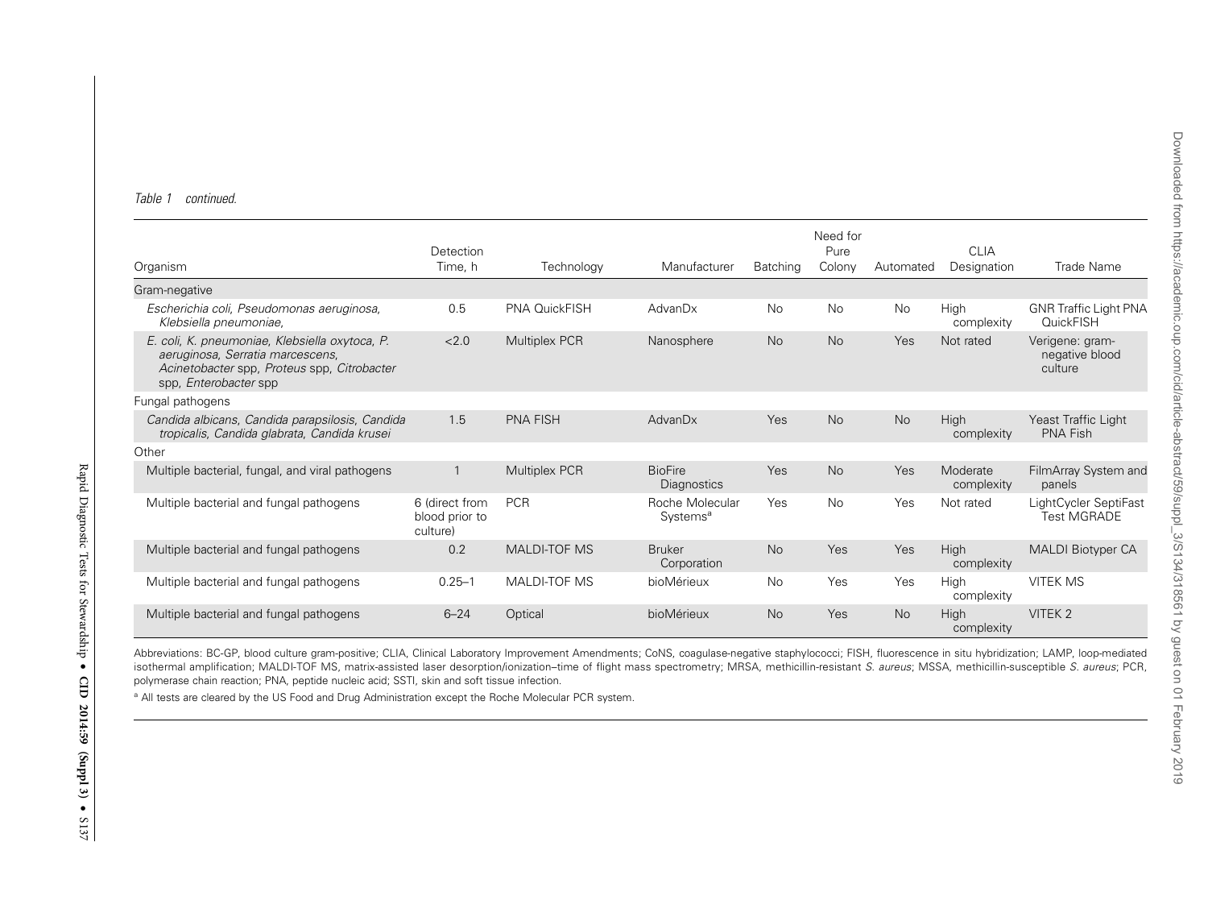*Table 1 continued.*

| Organism | Detection Time, h | Technology | Manufacturer | Batching | Need for Pure Colony | Automated | CLIA Designation | Trade Name |
|---|---|---|---|---|---|---|---|---|
| Gram-negative | | | | | | | | |
| *Escherichia coli, Pseudomonas aeruginosa, Klebsiella pneumoniae,* | 0.5 | PNA QuickFISH | AdvanDx | No | No | No | High complexity | GNR Traffic Light PNA QuickFISH |
| *E. coli, K. pneumoniae, Klebsiella oxytoca, P. aeruginosa, Serratia marcescens, Acinetobacter* spp, *Proteus* spp, *Citrobacter* spp, *Enterobacter* spp | <2.0 | Multiplex PCR | Nanosphere | No | No | Yes | Not rated | Verigene: gram-negative blood culture |
| Fungal pathogens | | | | | | | | |
| *Candida albicans, Candida parapsilosis, Candida tropicalis, Candida glabrata, Candida krusei* | 1.5 | PNA FISH | AdvanDx | Yes | No | No | High complexity | Yeast Traffic Light PNA Fish |
| Other | | | | | | | | |
| Multiple bacterial, fungal, and viral pathogens | 1 | Multiplex PCR | BioFire Diagnostics | Yes | No | Yes | Moderate complexity | FilmArray System and panels |
| Multiple bacterial and fungal pathogens | 6 (direct from blood prior to culture) | PCR | Roche Molecular Systems[a] | Yes | No | Yes | Not rated | LightCycler SeptiFast Test MGRADE |
| Multiple bacterial and fungal pathogens | 0.2 | MALDI-TOF MS | Bruker Corporation | No | Yes | Yes | High complexity | MALDI Biotyper CA |
| Multiple bacterial and fungal pathogens | 0.25–1 | MALDI-TOF MS | bioMérieux | No | Yes | Yes | High complexity | VITEK MS |
| Multiple bacterial and fungal pathogens | 6–24 | Optical | bioMérieux | No | Yes | No | High complexity | VITEK 2 |

Abbreviations: BC-GP, blood culture gram-positive; CLIA, Clinical Laboratory Improvement Amendments; CoNS, coagulase-negative staphylococci; FISH, fluorescence in situ hybridization; LAMP, loop-mediated isothermal amplification; MALDI-TOF MS, matrix-assisted laser desorption/ionization–time of flight mass spectrometry; MRSA, methicillin-resistant *S. aureus*; MSSA, methicillin-susceptible *S. aureus*; PCR, polymerase chain reaction; PNA, peptide nucleic acid; SSTI, skin and soft tissue infection.

[a] All tests are cleared by the US Food and Drug Administration except the Roche Molecular PCR system.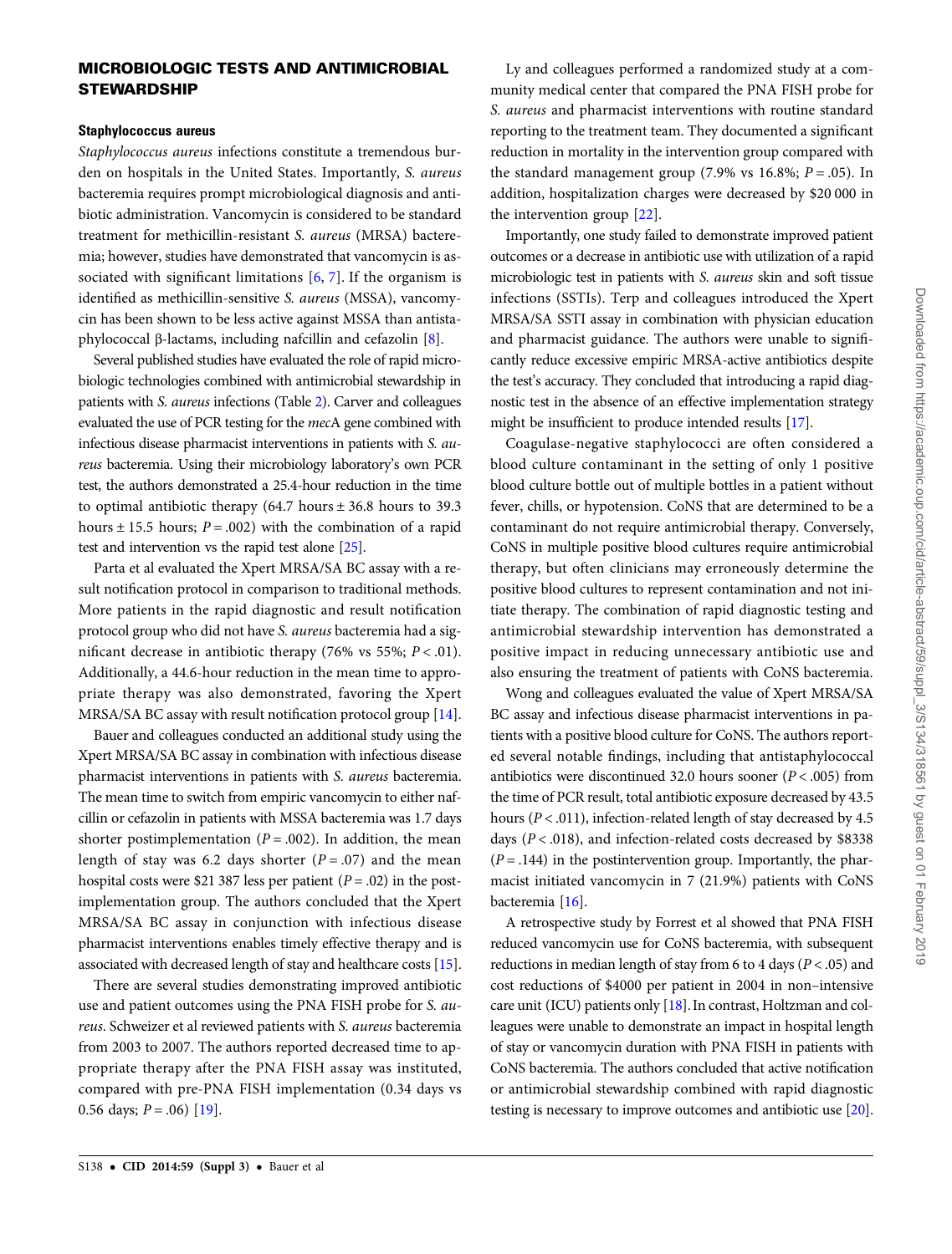## MICROBIOLOGIC TESTS AND ANTIMICROBIAL STEWARDSHIP

### Staphylococcus aureus

*Staphylococcus aureus* infections constitute a tremendous burden on hospitals in the United States. Importantly, *S. aureus* bacteremia requires prompt microbiological diagnosis and antibiotic administration. Vancomycin is considered to be standard treatment for methicillin-resistant *S. aureus* (MRSA) bacteremia; however, studies have demonstrated that vancomycin is associated with significant limitations [6, 7]. If the organism is identified as methicillin-sensitive *S. aureus* (MSSA), vancomycin has been shown to be less active against MSSA than antistaphylococcal β-lactams, including nafcillin and cefazolin [8].

Several published studies have evaluated the role of rapid microbiologic technologies combined with antimicrobial stewardship in patients with *S. aureus* infections (Table 2). Carver and colleagues evaluated the use of PCR testing for the *mec*A gene combined with infectious disease pharmacist interventions in patients with *S. aureus* bacteremia. Using their microbiology laboratory's own PCR test, the authors demonstrated a 25.4-hour reduction in the time to optimal antibiotic therapy (64.7 hours ± 36.8 hours to 39.3 hours ± 15.5 hours; $P = .002$) with the combination of a rapid test and intervention vs the rapid test alone [25].

Parta et al evaluated the Xpert MRSA/SA BC assay with a result notification protocol in comparison to traditional methods. More patients in the rapid diagnostic and result notification protocol group who did not have *S. aureus* bacteremia had a significant decrease in antibiotic therapy (76% vs 55%; $P < .01$). Additionally, a 44.6-hour reduction in the mean time to appropriate therapy was also demonstrated, favoring the Xpert MRSA/SA BC assay with result notification protocol group [14].

Bauer and colleagues conducted an additional study using the Xpert MRSA/SA BC assay in combination with infectious disease pharmacist interventions in patients with *S. aureus* bacteremia. The mean time to switch from empiric vancomycin to either nafcillin or cefazolin in patients with MSSA bacteremia was 1.7 days shorter postimplementation ($P = .002$). In addition, the mean length of stay was 6.2 days shorter ($P = .07$) and the mean hospital costs were $21 387 less per patient ($P = .02$) in the postimplementation group. The authors concluded that the Xpert MRSA/SA BC assay in conjunction with infectious disease pharmacist interventions enables timely effective therapy and is associated with decreased length of stay and healthcare costs [15].

There are several studies demonstrating improved antibiotic use and patient outcomes using the PNA FISH probe for *S. aureus*. Schweizer et al reviewed patients with *S. aureus* bacteremia from 2003 to 2007. The authors reported decreased time to appropriate therapy after the PNA FISH assay was instituted, compared with pre-PNA FISH implementation (0.34 days vs 0.56 days; $P = .06$) [19].

Ly and colleagues performed a randomized study at a community medical center that compared the PNA FISH probe for *S. aureus* and pharmacist interventions with routine standard reporting to the treatment team. They documented a significant reduction in mortality in the intervention group compared with the standard management group (7.9% vs 16.8%; $P = .05$). In addition, hospitalization charges were decreased by $20 000 in the intervention group [22].

Importantly, one study failed to demonstrate improved patient outcomes or a decrease in antibiotic use with utilization of a rapid microbiologic test in patients with *S. aureus* skin and soft tissue infections (SSTIs). Terp and colleagues introduced the Xpert MRSA/SA SSTI assay in combination with physician education and pharmacist guidance. The authors were unable to significantly reduce excessive empiric MRSA-active antibiotics despite the test's accuracy. They concluded that introducing a rapid diagnostic test in the absence of an effective implementation strategy might be insufficient to produce intended results [17].

Coagulase-negative staphylococci are often considered a blood culture contaminant in the setting of only 1 positive blood culture bottle out of multiple bottles in a patient without fever, chills, or hypotension. CoNS that are determined to be a contaminant do not require antimicrobial therapy. Conversely, CoNS in multiple positive blood cultures require antimicrobial therapy, but often clinicians may erroneously determine the positive blood cultures to represent contamination and not initiate therapy. The combination of rapid diagnostic testing and antimicrobial stewardship intervention has demonstrated a positive impact in reducing unnecessary antibiotic use and also ensuring the treatment of patients with CoNS bacteremia.

Wong and colleagues evaluated the value of Xpert MRSA/SA BC assay and infectious disease pharmacist interventions in patients with a positive blood culture for CoNS. The authors reported several notable findings, including that antistaphylococcal antibiotics were discontinued 32.0 hours sooner ($P < .005$) from the time of PCR result, total antibiotic exposure decreased by 43.5 hours ($P < .011$), infection-related length of stay decreased by 4.5 days ($P < .018$), and infection-related costs decreased by $8338 ($P = .144$) in the postintervention group. Importantly, the pharmacist initiated vancomycin in 7 (21.9%) patients with CoNS bacteremia [16].

A retrospective study by Forrest et al showed that PNA FISH reduced vancomycin use for CoNS bacteremia, with subsequent reductions in median length of stay from 6 to 4 days ($P < .05$) and cost reductions of $4000 per patient in 2004 in non–intensive care unit (ICU) patients only [18]. In contrast, Holtzman and colleagues were unable to demonstrate an impact in hospital length of stay or vancomycin duration with PNA FISH in patients with CoNS bacteremia. The authors concluded that active notification or antimicrobial stewardship combined with rapid diagnostic testing is necessary to improve outcomes and antibiotic use [20].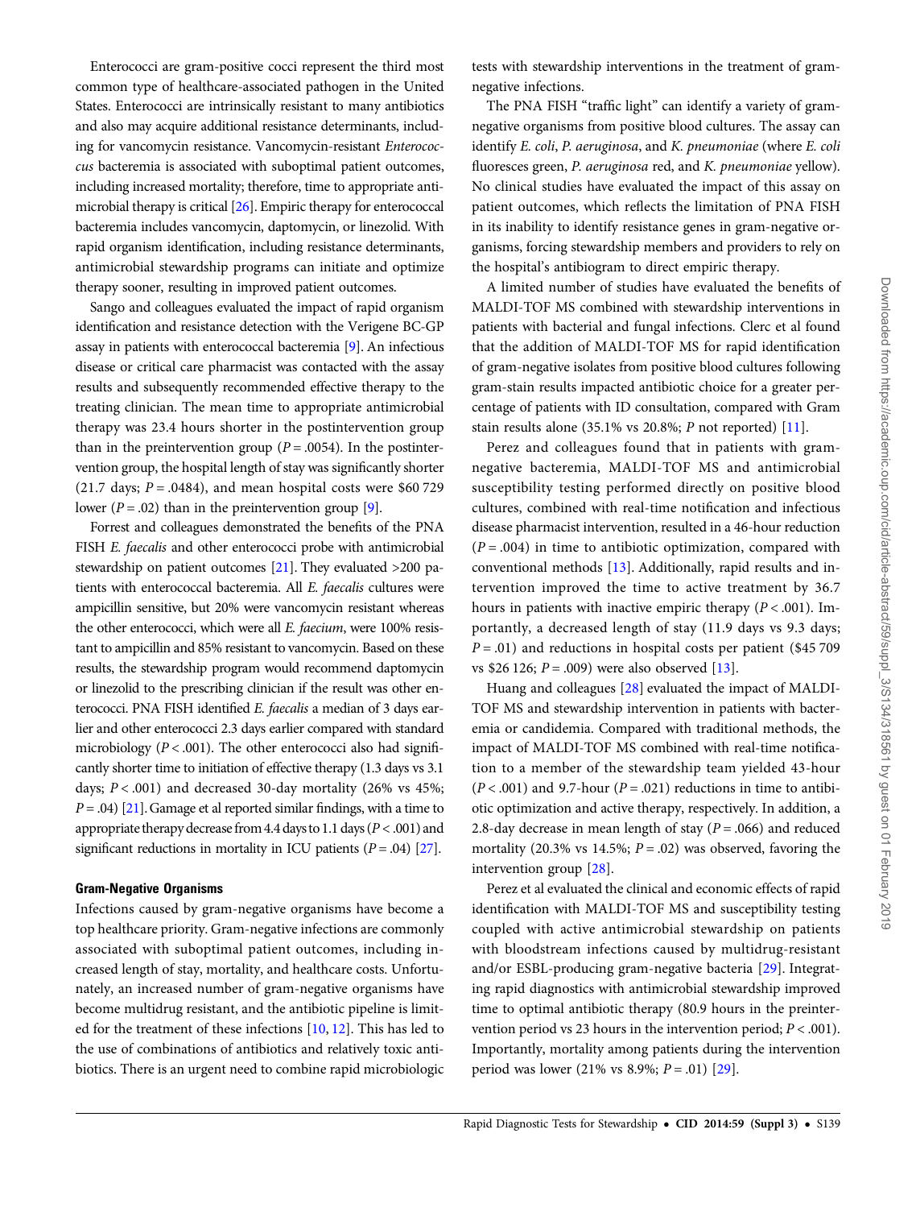Enterococci are gram-positive cocci represent the third most common type of healthcare-associated pathogen in the United States. Enterococci are intrinsically resistant to many antibiotics and also may acquire additional resistance determinants, including for vancomycin resistance. Vancomycin-resistant *Enterococcus* bacteremia is associated with suboptimal patient outcomes, including increased mortality; therefore, time to appropriate antimicrobial therapy is critical [26]. Empiric therapy for enterococcal bacteremia includes vancomycin, daptomycin, or linezolid. With rapid organism identification, including resistance determinants, antimicrobial stewardship programs can initiate and optimize therapy sooner, resulting in improved patient outcomes.

Sango and colleagues evaluated the impact of rapid organism identification and resistance detection with the Verigene BC-GP assay in patients with enterococcal bacteremia [9]. An infectious disease or critical care pharmacist was contacted with the assay results and subsequently recommended effective therapy to the treating clinician. The mean time to appropriate antimicrobial therapy was 23.4 hours shorter in the postintervention group than in the preintervention group ($P = .0054$). In the postintervention group, the hospital length of stay was significantly shorter (21.7 days; $P = .0484$), and mean hospital costs were $60 729 lower ($P = .02$) than in the preintervention group [9].

Forrest and colleagues demonstrated the benefits of the PNA FISH *E. faecalis* and other enterococci probe with antimicrobial stewardship on patient outcomes [21]. They evaluated >200 patients with enterococcal bacteremia. All *E. faecalis* cultures were ampicillin sensitive, but 20% were vancomycin resistant whereas the other enterococci, which were all *E. faecium*, were 100% resistant to ampicillin and 85% resistant to vancomycin. Based on these results, the stewardship program would recommend daptomycin or linezolid to the prescribing clinician if the result was other enterococci. PNA FISH identified *E. faecalis* a median of 3 days earlier and other enterococci 2.3 days earlier compared with standard microbiology ($P < .001$). The other enterococci also had significantly shorter time to initiation of effective therapy (1.3 days vs 3.1 days; $P < .001$) and decreased 30-day mortality (26% vs 45%; $P = .04$) [21]. Gamage et al reported similar findings, with a time to appropriate therapy decrease from 4.4 days to 1.1 days ($P < .001$) and significant reductions in mortality in ICU patients ($P = .04$) [27].

#### Gram-Negative Organisms

Infections caused by gram-negative organisms have become a top healthcare priority. Gram-negative infections are commonly associated with suboptimal patient outcomes, including increased length of stay, mortality, and healthcare costs. Unfortunately, an increased number of gram-negative organisms have become multidrug resistant, and the antibiotic pipeline is limited for the treatment of these infections [10, 12]. This has led to the use of combinations of antibiotics and relatively toxic antibiotics. There is an urgent need to combine rapid microbiologic tests with stewardship interventions in the treatment of gram-negative infections.

The PNA FISH "traffic light" can identify a variety of gram-negative organisms from positive blood cultures. The assay can identify *E. coli*, *P. aeruginosa*, and *K. pneumoniae* (where *E. coli* fluoresces green, *P. aeruginosa* red, and *K. pneumoniae* yellow). No clinical studies have evaluated the impact of this assay on patient outcomes, which reflects the limitation of PNA FISH in its inability to identify resistance genes in gram-negative organisms, forcing stewardship members and providers to rely on the hospital's antibiogram to direct empiric therapy.

A limited number of studies have evaluated the benefits of MALDI-TOF MS combined with stewardship interventions in patients with bacterial and fungal infections. Clerc et al found that the addition of MALDI-TOF MS for rapid identification of gram-negative isolates from positive blood cultures following gram-stain results impacted antibiotic choice for a greater percentage of patients with ID consultation, compared with Gram stain results alone (35.1% vs 20.8%; *P* not reported) [11].

Perez and colleagues found that in patients with gram-negative bacteremia, MALDI-TOF MS and antimicrobial susceptibility testing performed directly on positive blood cultures, combined with real-time notification and infectious disease pharmacist intervention, resulted in a 46-hour reduction ($P = .004$) in time to antibiotic optimization, compared with conventional methods [13]. Additionally, rapid results and intervention improved the time to active treatment by 36.7 hours in patients with inactive empiric therapy ($P < .001$). Importantly, a decreased length of stay (11.9 days vs 9.3 days; $P = .01$) and reductions in hospital costs per patient ($45 709 vs $26 126; $P = .009$) were also observed [13].

Huang and colleagues [28] evaluated the impact of MALDI-TOF MS and stewardship intervention in patients with bacteremia or candidemia. Compared with traditional methods, the impact of MALDI-TOF MS combined with real-time notification to a member of the stewardship team yielded 43-hour ($P < .001$) and 9.7-hour ($P = .021$) reductions in time to antibiotic optimization and active therapy, respectively. In addition, a 2.8-day decrease in mean length of stay ($P = .066$) and reduced mortality (20.3% vs 14.5%; $P = .02$) was observed, favoring the intervention group [28].

Perez et al evaluated the clinical and economic effects of rapid identification with MALDI-TOF MS and susceptibility testing coupled with active antimicrobial stewardship on patients with bloodstream infections caused by multidrug-resistant and/or ESBL-producing gram-negative bacteria [29]. Integrating rapid diagnostics with antimicrobial stewardship improved time to optimal antibiotic therapy (80.9 hours in the preintervention period vs 23 hours in the intervention period; $P < .001$). Importantly, mortality among patients during the intervention period was lower (21% vs 8.9%; $P = .01$) [29].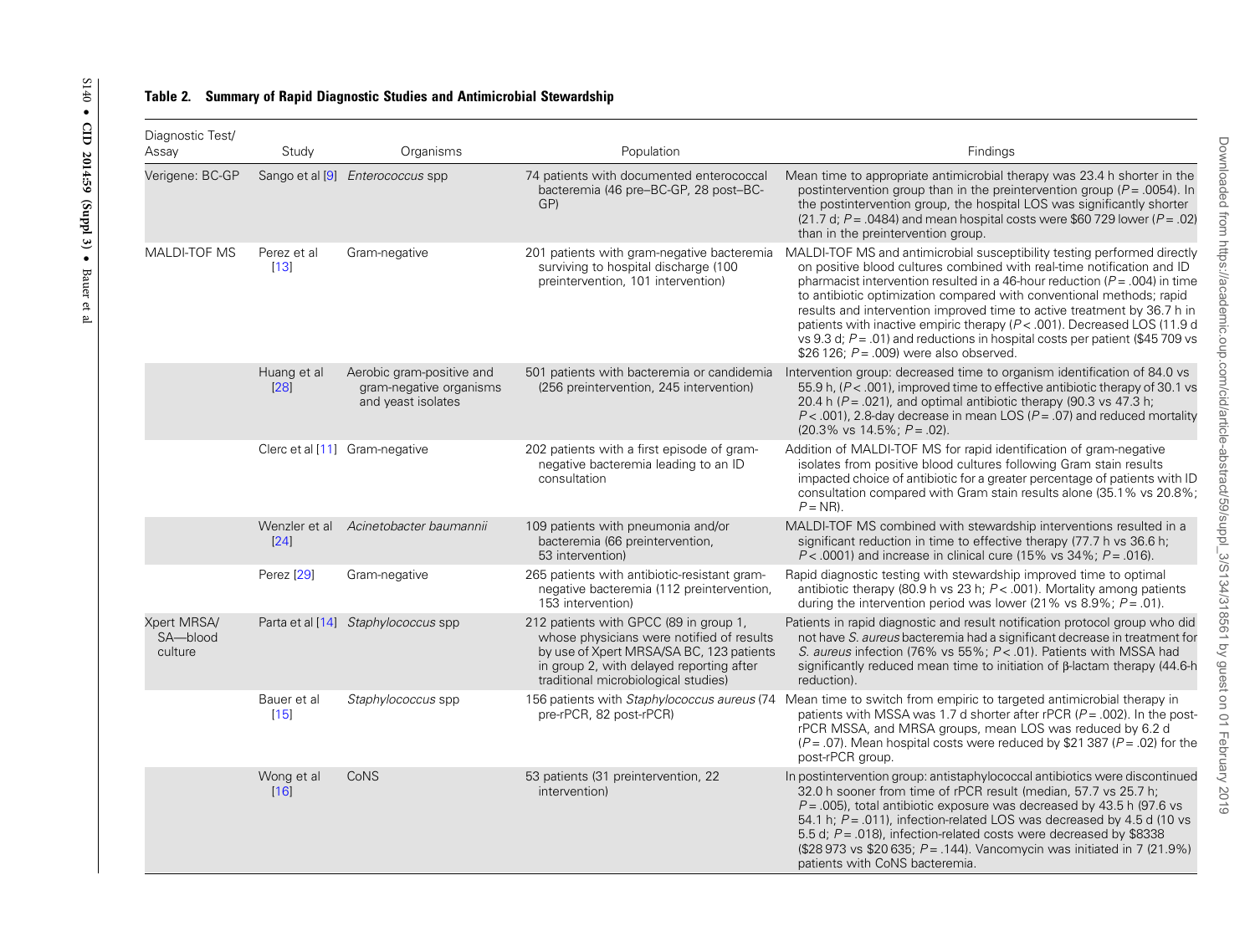**Table 2. Summary of Rapid Diagnostic Studies and Antimicrobial Stewardship**

| Diagnostic Test/ Assay | Study | Organisms | Population | Findings |
|---|---|---|---|---|
| Verigene: BC-GP | Sango et al [9] | *Enterococcus* spp | 74 patients with documented enterococcal bacteremia (46 pre–BC-GP, 28 post–BC-GP) | Mean time to appropriate antimicrobial therapy was 23.4 h shorter in the postintervention group than in the preintervention group ($P = .0054$). In the postintervention group, the hospital LOS was significantly shorter (21.7 d; $P = .0484$) and mean hospital costs were \$60 729 lower ($P = .02$) than in the preintervention group. |
| MALDI-TOF MS | Perez et al [13] | Gram-negative | 201 patients with gram-negative bacteremia surviving to hospital discharge (100 preintervention, 101 intervention) | MALDI-TOF MS and antimicrobial susceptibility testing performed directly on positive blood cultures combined with real-time notification and ID pharmacist intervention resulted in a 46-hour reduction ($P = .004$) in time to antibiotic optimization compared with conventional methods; rapid results and intervention improved time to active treatment by 36.7 h in patients with inactive empiric therapy ($P < .001$). Decreased LOS (11.9 d vs 9.3 d; $P = .01$) and reductions in hospital costs per patient (\$45 709 vs \$26 126; $P = .009$) were also observed. |
| | Huang et al [28] | Aerobic gram-positive and gram-negative organisms and yeast isolates | 501 patients with bacteremia or candidemia (256 preintervention, 245 intervention) | Intervention group: decreased time to organism identification of 84.0 vs 55.9 h, ($P < .001$), improved time to effective antibiotic therapy of 30.1 vs 20.4 h ($P = .021$), and optimal antibiotic therapy (90.3 vs 47.3 h; $P < .001$), 2.8-day decrease in mean LOS ($P = .07$) and reduced mortality (20.3% vs 14.5%; $P = .02$). |
| | Clerc et al [11] | Gram-negative | 202 patients with a first episode of gram-negative bacteremia leading to an ID consultation | Addition of MALDI-TOF MS for rapid identification of gram-negative isolates from positive blood cultures following Gram stain results impacted choice of antibiotic for a greater percentage of patients with ID consultation compared with Gram stain results alone (35.1% vs 20.8%; $P =$ NR). |
| | Wenzler et al [24] | *Acinetobacter baumannii* | 109 patients with pneumonia and/or bacteremia (66 preintervention, 53 intervention) | MALDI-TOF MS combined with stewardship interventions resulted in a significant reduction in time to effective therapy (77.7 h vs 36.6 h; $P < .0001$) and increase in clinical cure (15% vs 34%; $P = .016$). |
| | Perez [29] | Gram-negative | 265 patients with antibiotic-resistant gram-negative bacteremia (112 preintervention, 153 intervention) | Rapid diagnostic testing with stewardship improved time to optimal antibiotic therapy (80.9 h vs 23 h; $P < .001$). Mortality among patients during the intervention period was lower (21% vs 8.9%; $P = .01$). |
| Xpert MRSA/ SA—blood culture | Parta et al [14] | *Staphylococcus* spp | 212 patients with GPCC (89 in group 1, whose physicians were notified of results by use of Xpert MRSA/SA BC, 123 patients in group 2, with delayed reporting after traditional microbiological studies) | Patients in rapid diagnostic and result notification protocol group who did not have *S. aureus* bacteremia had a significant decrease in treatment for *S. aureus* infection (76% vs 55%; $P < .01$). Patients with MSSA had significantly reduced mean time to initiation of β-lactam therapy (44.6-h reduction). |
| | Bauer et al [15] | *Staphylococcus* spp | 156 patients with *Staphylococcus aureus* (74 pre-rPCR, 82 post-rPCR) | Mean time to switch from empiric to targeted antimicrobial therapy in patients with MSSA was 1.7 d shorter after rPCR ($P = .002$). In the post-rPCR MSSA, and MRSA groups, mean LOS was reduced by 6.2 d ($P = .07$). Mean hospital costs were reduced by \$21 387 ($P = .02$) for the post-rPCR group. |
| | Wong et al [16] | CoNS | 53 patients (31 preintervention, 22 intervention) | In postintervention group: antistaphylococcal antibiotics were discontinued 32.0 h sooner from time of rPCR result (median, 57.7 vs 25.7 h; $P = .005$), total antibiotic exposure was decreased by 43.5 h (97.6 vs 54.1 h; $P = .011$), infection-related LOS was decreased by 4.5 d (10 vs 5.5 d; $P = .018$), infection-related costs were decreased by \$8338 (\$28 973 vs \$20 635; $P = .144$). Vancomycin was initiated in 7 (21.9%) patients with CoNS bacteremia. |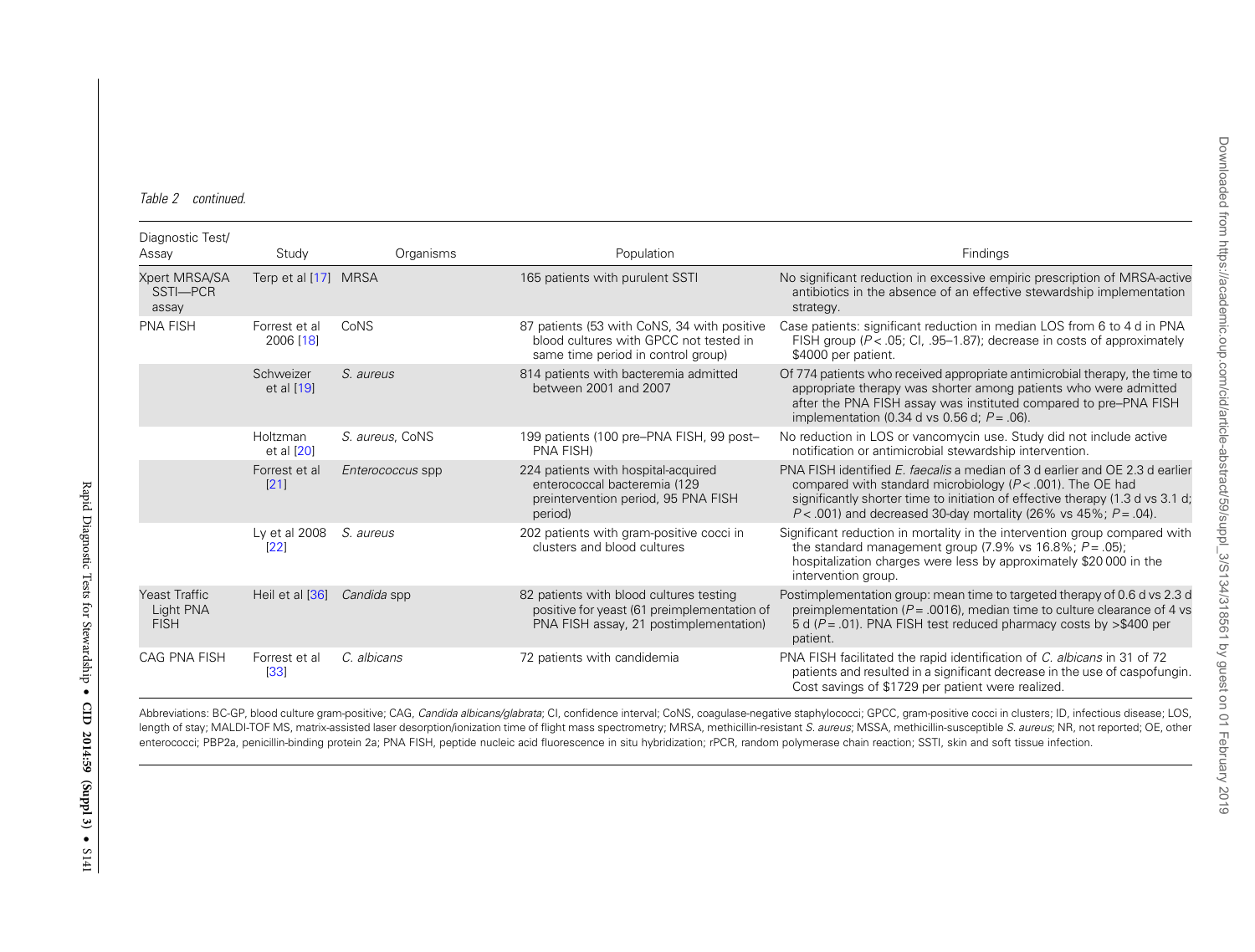*Table 2 continued.*

| Diagnostic Test/ Assay | Study | Organisms | Population | Findings |
|---|---|---|---|---|
| Xpert MRSA/SA SSTI—PCR assay | Terp et al [17] | MRSA | 165 patients with purulent SSTI | No significant reduction in excessive empiric prescription of MRSA-active antibiotics in the absence of an effective stewardship implementation strategy. |
| PNA FISH | Forrest et al 2006 [18] | CoNS | 87 patients (53 with CoNS, 34 with positive blood cultures with GPCC not tested in same time period in control group) | Case patients: significant reduction in median LOS from 6 to 4 d in PNA FISH group ($P < .05$; CI, .95–1.87); decrease in costs of approximately $4000 per patient. |
| | Schweizer et al [19] | *S. aureus* | 814 patients with bacteremia admitted between 2001 and 2007 | Of 774 patients who received appropriate antimicrobial therapy, the time to appropriate therapy was shorter among patients who were admitted after the PNA FISH assay was instituted compared to pre–PNA FISH implementation (0.34 d vs 0.56 d; $P = .06$). |
| | Holtzman et al [20] | *S. aureus*, CoNS | 199 patients (100 pre–PNA FISH, 99 post–PNA FISH) | No reduction in LOS or vancomycin use. Study did not include active notification or antimicrobial stewardship intervention. |
| | Forrest et al [21] | *Enterococcus* spp | 224 patients with hospital-acquired enterococcal bacteremia (129 preintervention period, 95 PNA FISH period) | PNA FISH identified *E. faecalis* a median of 3 d earlier and OE 2.3 d earlier compared with standard microbiology ($P < .001$). The OE had significantly shorter time to initiation of effective therapy (1.3 d vs 3.1 d; $P < .001$) and decreased 30-day mortality (26% vs 45%; $P = .04$). |
| | Ly et al 2008 [22] | *S. aureus* | 202 patients with gram-positive cocci in clusters and blood cultures | Significant reduction in mortality in the intervention group compared with the standard management group (7.9% vs 16.8%; $P = .05$); hospitalization charges were less by approximately $20 000 in the intervention group. |
| Yeast Traffic Light PNA FISH | Heil et al [36] | *Candida* spp | 82 patients with blood cultures testing positive for yeast (61 preimplementation of PNA FISH assay, 21 postimplementation) | Postimplementation group: mean time to targeted therapy of 0.6 d vs 2.3 d preimplementation ($P = .0016$), median time to culture clearance of 4 vs 5 d ($P = .01$). PNA FISH test reduced pharmacy costs by >$400 per patient. |
| CAG PNA FISH | Forrest et al [33] | *C. albicans* | 72 patients with candidemia | PNA FISH facilitated the rapid identification of *C. albicans* in 31 of 72 patients and resulted in a significant decrease in the use of caspofungin. Cost savings of $1729 per patient were realized. |

Abbreviations: BC-GP, blood culture gram-positive; CAG, *Candida albicans/glabrata*; CI, confidence interval; CoNS, coagulase-negative staphylococci; GPCC, gram-positive cocci in clusters; ID, infectious disease; LOS, length of stay; MALDI-TOF MS, matrix-assisted laser desorption/ionization time of flight mass spectrometry; MRSA, methicillin-resistant *S. aureus*; MSSA, methicillin-susceptible *S. aureus*; NR, not reported; OE, other enterococci; PBP2a, penicillin-binding protein 2a; PNA FISH, peptide nucleic acid fluorescence in situ hybridization; rPCR, random polymerase chain reaction; SSTI, skin and soft tissue infection.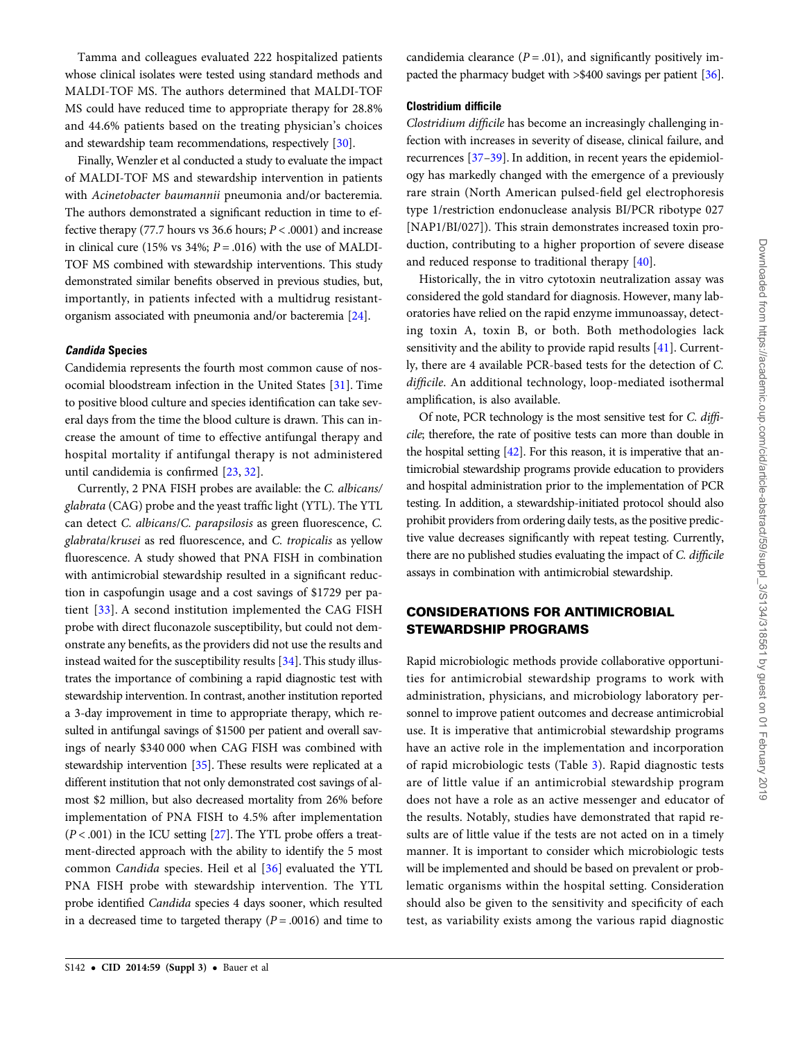Tamma and colleagues evaluated 222 hospitalized patients whose clinical isolates were tested using standard methods and MALDI-TOF MS. The authors determined that MALDI-TOF MS could have reduced time to appropriate therapy for 28.8% and 44.6% patients based on the treating physician's choices and stewardship team recommendations, respectively [30].

Finally, Wenzler et al conducted a study to evaluate the impact of MALDI-TOF MS and stewardship intervention in patients with *Acinetobacter baumannii* pneumonia and/or bacteremia. The authors demonstrated a significant reduction in time to effective therapy (77.7 hours vs 36.6 hours; $P < .0001$) and increase in clinical cure (15% vs 34%; $P = .016$) with the use of MALDI-TOF MS combined with stewardship interventions. This study demonstrated similar benefits observed in previous studies, but, importantly, in patients infected with a multidrug resistant-organism associated with pneumonia and/or bacteremia [24].

#### *Candida* Species

Candidemia represents the fourth most common cause of nosocomial bloodstream infection in the United States [31]. Time to positive blood culture and species identification can take several days from the time the blood culture is drawn. This can increase the amount of time to effective antifungal therapy and hospital mortality if antifungal therapy is not administered until candidemia is confirmed [23, 32].

Currently, 2 PNA FISH probes are available: the *C. albicans/glabrata* (CAG) probe and the yeast traffic light (YTL). The YTL can detect *C. albicans/C. parapsilosis* as green fluorescence, *C. glabrata/krusei* as red fluorescence, and *C. tropicalis* as yellow fluorescence. A study showed that PNA FISH in combination with antimicrobial stewardship resulted in a significant reduction in caspofungin usage and a cost savings of $1729 per patient [33]. A second institution implemented the CAG FISH probe with direct fluconazole susceptibility, but could not demonstrate any benefits, as the providers did not use the results and instead waited for the susceptibility results [34]. This study illustrates the importance of combining a rapid diagnostic test with stewardship intervention. In contrast, another institution reported a 3-day improvement in time to appropriate therapy, which resulted in antifungal savings of $1500 per patient and overall savings of nearly $340 000 when CAG FISH was combined with stewardship intervention [35]. These results were replicated at a different institution that not only demonstrated cost savings of almost $2 million, but also decreased mortality from 26% before implementation of PNA FISH to 4.5% after implementation ($P < .001$) in the ICU setting [27]. The YTL probe offers a treatment-directed approach with the ability to identify the 5 most common *Candida* species. Heil et al [36] evaluated the YTL PNA FISH probe with stewardship intervention. The YTL probe identified *Candida* species 4 days sooner, which resulted in a decreased time to targeted therapy ($P = .0016$) and time to candidemia clearance ($P = .01$), and significantly positively impacted the pharmacy budget with >$400 savings per patient [36].

#### Clostridium difficile

*Clostridium difficile* has become an increasingly challenging infection with increases in severity of disease, clinical failure, and recurrences [37–39]. In addition, in recent years the epidemiology has markedly changed with the emergence of a previously rare strain (North American pulsed-field gel electrophoresis type 1/restriction endonuclease analysis BI/PCR ribotype 027 [NAP1/BI/027]). This strain demonstrates increased toxin production, contributing to a higher proportion of severe disease and reduced response to traditional therapy [40].

Historically, the in vitro cytotoxin neutralization assay was considered the gold standard for diagnosis. However, many laboratories have relied on the rapid enzyme immunoassay, detecting toxin A, toxin B, or both. Both methodologies lack sensitivity and the ability to provide rapid results [41]. Currently, there are 4 available PCR-based tests for the detection of *C. difficile*. An additional technology, loop-mediated isothermal amplification, is also available.

Of note, PCR technology is the most sensitive test for *C. difficile*; therefore, the rate of positive tests can more than double in the hospital setting [42]. For this reason, it is imperative that antimicrobial stewardship programs provide education to providers and hospital administration prior to the implementation of PCR testing. In addition, a stewardship-initiated protocol should also prohibit providers from ordering daily tests, as the positive predictive value decreases significantly with repeat testing. Currently, there are no published studies evaluating the impact of *C. difficile* assays in combination with antimicrobial stewardship.

## CONSIDERATIONS FOR ANTIMICROBIAL STEWARDSHIP PROGRAMS

Rapid microbiologic methods provide collaborative opportunities for antimicrobial stewardship programs to work with administration, physicians, and microbiology laboratory personnel to improve patient outcomes and decrease antimicrobial use. It is imperative that antimicrobial stewardship programs have an active role in the implementation and incorporation of rapid microbiologic tests (Table 3). Rapid diagnostic tests are of little value if an antimicrobial stewardship program does not have a role as an active messenger and educator of the results. Notably, studies have demonstrated that rapid results are of little value if the tests are not acted on in a timely manner. It is important to consider which microbiologic tests will be implemented and should be based on prevalent or problematic organisms within the hospital setting. Consideration should also be given to the sensitivity and specificity of each test, as variability exists among the various rapid diagnostic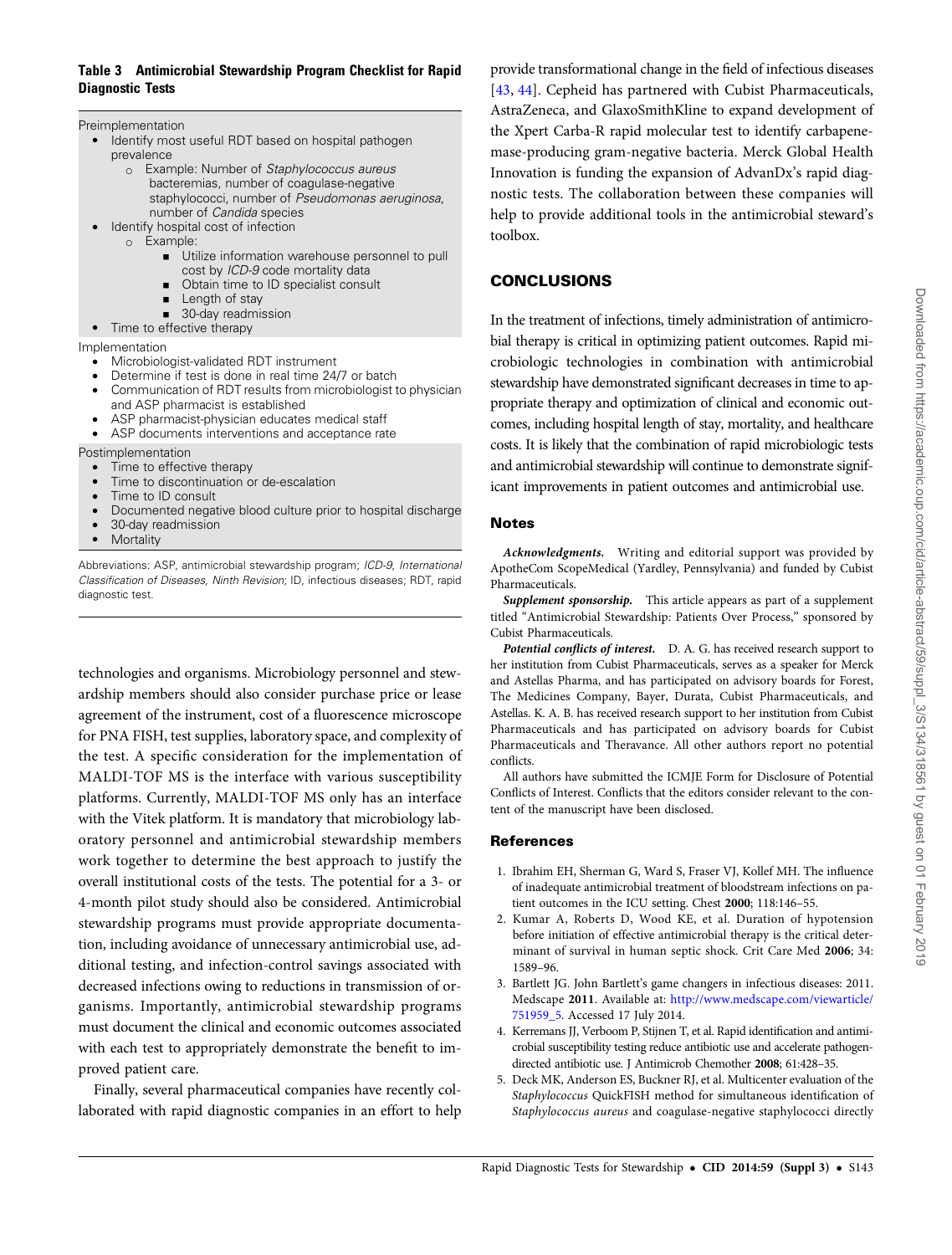**Table 3 Antimicrobial Stewardship Program Checklist for Rapid Diagnostic Tests**

Preimplementation

- Identify most useful RDT based on hospital pathogen prevalence
  - Example: Number of *Staphylococcus aureus* bacteremias, number of coagulase-negative staphylococci, number of *Pseudomonas aeruginosa*, number of *Candida* species
- Identify hospital cost of infection
  - Example:
    - Utilize information warehouse personnel to pull cost by *ICD-9* code mortality data
    - Obtain time to ID specialist consult
    - Length of stay
    - 30-day readmission
- Time to effective therapy

Implementation

- Microbiologist-validated RDT instrument
- Determine if test is done in real time 24/7 or batch
- Communication of RDT results from microbiologist to physician and ASP pharmacist is established
- ASP pharmacist-physician educates medical staff
- ASP documents interventions and acceptance rate

Postimplementation

- Time to effective therapy
- Time to discontinuation or de-escalation
- Time to ID consult
- Documented negative blood culture prior to hospital discharge
- 30-day readmission
- Mortality

Abbreviations: ASP, antimicrobial stewardship program; *ICD-9, International Classification of Diseases, Ninth Revision*; ID, infectious diseases; RDT, rapid diagnostic test.

technologies and organisms. Microbiology personnel and stewardship members should also consider purchase price or lease agreement of the instrument, cost of a fluorescence microscope for PNA FISH, test supplies, laboratory space, and complexity of the test. A specific consideration for the implementation of MALDI-TOF MS is the interface with various susceptibility platforms. Currently, MALDI-TOF MS only has an interface with the Vitek platform. It is mandatory that microbiology laboratory personnel and antimicrobial stewardship members work together to determine the best approach to justify the overall institutional costs of the tests. The potential for a 3- or 4-month pilot study should also be considered. Antimicrobial stewardship programs must provide appropriate documentation, including avoidance of unnecessary antimicrobial use, additional testing, and infection-control savings associated with decreased infections owing to reductions in transmission of organisms. Importantly, antimicrobial stewardship programs must document the clinical and economic outcomes associated with each test to appropriately demonstrate the benefit to improved patient care.

Finally, several pharmaceutical companies have recently collaborated with rapid diagnostic companies in an effort to help provide transformational change in the field of infectious diseases [43, 44]. Cepheid has partnered with Cubist Pharmaceuticals, AstraZeneca, and GlaxoSmithKline to expand development of the Xpert Carba-R rapid molecular test to identify carbapenemase-producing gram-negative bacteria. Merck Global Health Innovation is funding the expansion of AdvanDx's rapid diagnostic tests. The collaboration between these companies will help to provide additional tools in the antimicrobial steward's toolbox.

## CONCLUSIONS

In the treatment of infections, timely administration of antimicrobial therapy is critical in optimizing patient outcomes. Rapid microbiologic technologies in combination with antimicrobial stewardship have demonstrated significant decreases in time to appropriate therapy and optimization of clinical and economic outcomes, including hospital length of stay, mortality, and healthcare costs. It is likely that the combination of rapid microbiologic tests and antimicrobial stewardship will continue to demonstrate significant improvements in patient outcomes and antimicrobial use.

### Notes

***Acknowledgments.*** Writing and editorial support was provided by ApotheCom ScopeMedical (Yardley, Pennsylvania) and funded by Cubist Pharmaceuticals.

***Supplement sponsorship.*** This article appears as part of a supplement titled "Antimicrobial Stewardship: Patients Over Process," sponsored by Cubist Pharmaceuticals.

***Potential conflicts of interest.*** D. A. G. has received research support to her institution from Cubist Pharmaceuticals, serves as a speaker for Merck and Astellas Pharma, and has participated on advisory boards for Forest, The Medicines Company, Bayer, Durata, Cubist Pharmaceuticals, and Astellas. K. A. B. has received research support to her institution from Cubist Pharmaceuticals and has participated on advisory boards for Cubist Pharmaceuticals and Theravance. All other authors report no potential conflicts.

All authors have submitted the ICMJE Form for Disclosure of Potential Conflicts of Interest. Conflicts that the editors consider relevant to the content of the manuscript have been disclosed.

### References

1. Ibrahim EH, Sherman G, Ward S, Fraser VJ, Kollef MH. The influence of inadequate antimicrobial treatment of bloodstream infections on patient outcomes in the ICU setting. Chest **2000**; 118:146–55.
2. Kumar A, Roberts D, Wood KE, et al. Duration of hypotension before initiation of effective antimicrobial therapy is the critical determinant of survival in human septic shock. Crit Care Med **2006**; 34:1589–96.
3. Bartlett JG. John Bartlett's game changers in infectious diseases: 2011. Medscape **2011**. Available at: http://www.medscape.com/viewarticle/751959_5. Accessed 17 July 2014.
4. Kerremans JJ, Verboom P, Stijnen T, et al. Rapid identification and antimicrobial susceptibility testing reduce antibiotic use and accelerate pathogen-directed antibiotic use. J Antimicrob Chemother **2008**; 61:428–35.
5. Deck MK, Anderson ES, Buckner RJ, et al. Multicenter evaluation of the *Staphylococcus* QuickFISH method for simultaneous identification of *Staphylococcus aureus* and coagulase-negative staphylococci directly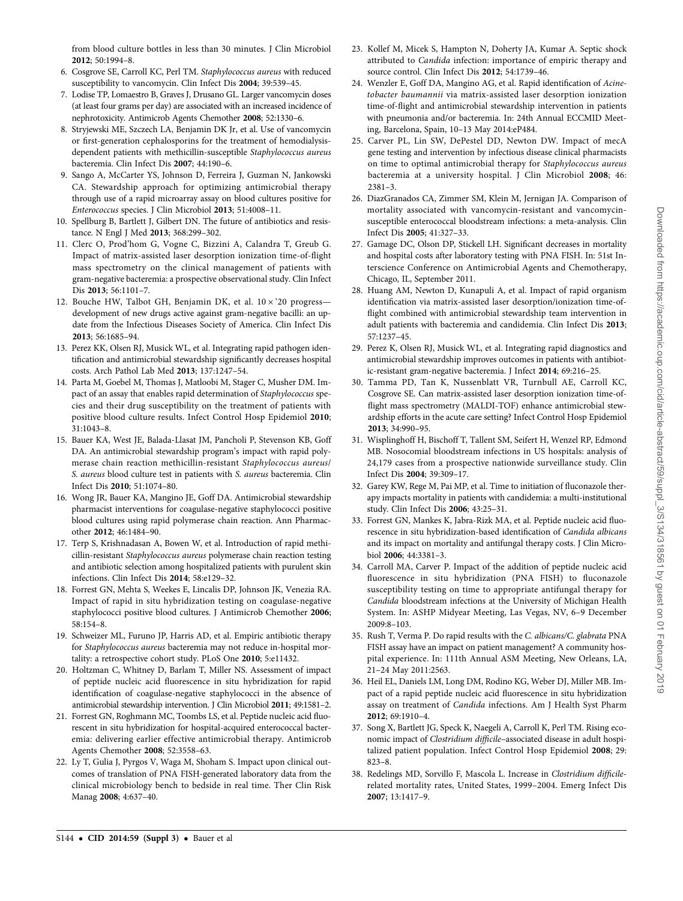from blood culture bottles in less than 30 minutes. J Clin Microbiol **2012**; 50:1994–8.

6. Cosgrove SE, Carroll KC, Perl TM. *Staphylococcus aureus* with reduced susceptibility to vancomycin. Clin Infect Dis **2004**; 39:539–45.
7. Lodise TP, Lomaestro B, Graves J, Drusano GL. Larger vancomycin doses (at least four grams per day) are associated with an increased incidence of nephrotoxicity. Antimicrob Agents Chemother **2008**; 52:1330–6.
8. Stryjewski ME, Szczech LA, Benjamin DK Jr, et al. Use of vancomycin or first-generation cephalosporins for the treatment of hemodialysis-dependent patients with methicillin-susceptible *Staphylococcus aureus* bacteremia. Clin Infect Dis **2007**; 44:190–6.
9. Sango A, McCarter YS, Johnson D, Ferreira J, Guzman N, Jankowski CA. Stewardship approach for optimizing antimicrobial therapy through use of a rapid microarray assay on blood cultures positive for *Enterococcus* species. J Clin Microbiol **2013**; 51:4008–11.
10. Spellburg B, Bartlett J, Gilbert DN. The future of antibiotics and resistance. N Engl J Med **2013**; 368:299–302.
11. Clerc O, Prod'hom G, Vogne C, Bizzini A, Calandra T, Greub G. Impact of matrix-assisted laser desorption ionization time-of-flight mass spectrometry on the clinical management of patients with gram-negative bacteremia: a prospective observational study. Clin Infect Dis **2013**; 56:1101–7.
12. Bouche HW, Talbot GH, Benjamin DK, et al. 10 × '20 progress—development of new drugs active against gram-negative bacilli: an update from the Infectious Diseases Society of America. Clin Infect Dis **2013**; 56:1685–94.
13. Perez KK, Olsen RJ, Musick WL, et al. Integrating rapid pathogen identification and antimicrobial stewardship significantly decreases hospital costs. Arch Pathol Lab Med **2013**; 137:1247–54.
14. Parta M, Goebel M, Thomas J, Matloobi M, Stager C, Musher DM. Impact of an assay that enables rapid determination of *Staphylococcus* species and their drug susceptibility on the treatment of patients with positive blood culture results. Infect Control Hosp Epidemiol **2010**; 31:1043–8.
15. Bauer KA, West JE, Balada-Llasat JM, Pancholi P, Stevenson KB, Goff DA. An antimicrobial stewardship program's impact with rapid polymerase chain reaction methicillin-resistant *Staphylococcus aureus*/*S. aureus* blood culture test in patients with *S. aureus* bacteremia. Clin Infect Dis **2010**; 51:1074–80.
16. Wong JR, Bauer KA, Mangino JE, Goff DA. Antimicrobial stewardship pharmacist interventions for coagulase-negative staphylococci positive blood cultures using rapid polymerase chain reaction. Ann Pharmacother **2012**; 46:1484–90.
17. Terp S, Krishnadasan A, Bowen W, et al. Introduction of rapid methicillin-resistant *Staphylococcus aureus* polymerase chain reaction testing and antibiotic selection among hospitalized patients with purulent skin infections. Clin Infect Dis **2014**; 58:e129–32.
18. Forrest GN, Mehta S, Weekes E, Lincalis DP, Johnson JK, Venezia RA. Impact of rapid in situ hybridization testing on coagulase-negative staphylococci positive blood cultures. J Antimicrob Chemother **2006**; 58:154–8.
19. Schweizer ML, Furuno JP, Harris AD, et al. Empiric antibiotic therapy for *Staphylococcus aureus* bacteremia may not reduce in-hospital mortality: a retrospective cohort study. PLoS One **2010**; 5:e11432.
20. Holtzman C, Whitney D, Barlam T, Miller NS. Assessment of impact of peptide nucleic acid fluorescence in situ hybridization for rapid identification of coagulase-negative staphylococci in the absence of antimicrobial stewardship intervention. J Clin Microbiol **2011**; 49:1581–2.
21. Forrest GN, Roghmann MC, Toombs LS, et al. Peptide nucleic acid fluorescent in situ hybridization for hospital-acquired enterococcal bacteremia: delivering earlier effective antimicrobial therapy. Antimicrob Agents Chemother **2008**; 52:3558–63.
22. Ly T, Gulia J, Pyrgos V, Waga M, Shoham S. Impact upon clinical outcomes of translation of PNA FISH-generated laboratory data from the clinical microbiology bench to bedside in real time. Ther Clin Risk Manag **2008**; 4:637–40.
23. Kollef M, Micek S, Hampton N, Doherty JA, Kumar A. Septic shock attributed to *Candida* infection: importance of empiric therapy and source control. Clin Infect Dis **2012**; 54:1739–46.
24. Wenzler E, Goff DA, Mangino AG, et al. Rapid identification of *Acinetobacter baumannii* via matrix-assisted laser desorption ionization time-of-flight and antimicrobial stewardship intervention in patients with pneumonia and/or bacteremia. In: 24th Annual ECCMID Meeting, Barcelona, Spain, 10–13 May 2014:eP484.
25. Carver PL, Lin SW, DePestel DD, Newton DW. Impact of mecA gene testing and intervention by infectious disease clinical pharmacists on time to optimal antimicrobial therapy for *Staphylococcus aureus* bacteremia at a university hospital. J Clin Microbiol **2008**; 46: 2381–3.
26. DiazGranados CA, Zimmer SM, Klein M, Jernigan JA. Comparison of mortality associated with vancomycin-resistant and vancomycin-susceptible enterococcal bloodstream infections: a meta-analysis. Clin Infect Dis **2005**; 41:327–33.
27. Gamage DC, Olson DP, Stickell LH. Significant decreases in mortality and hospital costs after laboratory testing with PNA FISH. In: 51st Interscience Conference on Antimicrobial Agents and Chemotherapy, Chicago, IL, September 2011.
28. Huang AM, Newton D, Kunapuli A, et al. Impact of rapid organism identification via matrix-assisted laser desorption/ionization time-of-flight combined with antimicrobial stewardship team intervention in adult patients with bacteremia and candidemia. Clin Infect Dis **2013**; 57:1237–45.
29. Perez K, Olsen RJ, Musick WL, et al. Integrating rapid diagnostics and antimicrobial stewardship improves outcomes in patients with antibiotic-resistant gram-negative bacteremia. J Infect **2014**; 69:216–25.
30. Tamma PD, Tan K, Nussenblatt VR, Turnbull AE, Carroll KC, Cosgrove SE. Can matrix-assisted laser desorption ionization time-of-flight mass spectrometry (MALDI-TOF) enhance antimicrobial stewardship efforts in the acute care setting? Infect Control Hosp Epidemiol **2013**; 34:990–95.
31. Wisplinghoff H, Bischoff T, Tallent SM, Seifert H, Wenzel RP, Edmond MB. Nosocomial bloodstream infections in US hospitals: analysis of 24,179 cases from a prospective nationwide surveillance study. Clin Infect Dis **2004**; 39:309–17.
32. Garey KW, Rege M, Pai MP, et al. Time to initiation of fluconazole therapy impacts mortality in patients with candidemia: a multi-institutional study. Clin Infect Dis **2006**; 43:25–31.
33. Forrest GN, Mankes K, Jabra-Rizk MA, et al. Peptide nucleic acid fluorescence in situ hybridization-based identification of *Candida albicans* and its impact on mortality and antifungal therapy costs. J Clin Microbiol **2006**; 44:3381–3.
34. Carroll MA, Carver P. Impact of the addition of peptide nucleic acid fluorescence in situ hybridization (PNA FISH) to fluconazole susceptibility testing on time to appropriate antifungal therapy for *Candida* bloodstream infections at the University of Michigan Health System. In: ASHP Midyear Meeting, Las Vegas, NV, 6–9 December 2009:8–103.
35. Rush T, Verma P. Do rapid results with the *C. albicans*/*C. glabrata* PNA FISH assay have an impact on patient management? A community hospital experience. In: 111th Annual ASM Meeting, New Orleans, LA, 21–24 May 2011:2563.
36. Heil EL, Daniels LM, Long DM, Rodino KG, Weber DJ, Miller MB. Impact of a rapid peptide nucleic acid fluorescence in situ hybridization assay on treatment of *Candida* infections. Am J Health Syst Pharm **2012**; 69:1910–4.
37. Song X, Bartlett JG, Speck K, Naegeli A, Carroll K, Perl TM. Rising economic impact of *Clostridium difficile*–associated disease in adult hospitalized patient population. Infect Control Hosp Epidemiol **2008**; 29: 823–8.
38. Redelings MD, Sorvillo F, Mascola L. Increase in *Clostridium difficile*-related mortality rates, United States, 1999–2004. Emerg Infect Dis **2007**; 13:1417–9.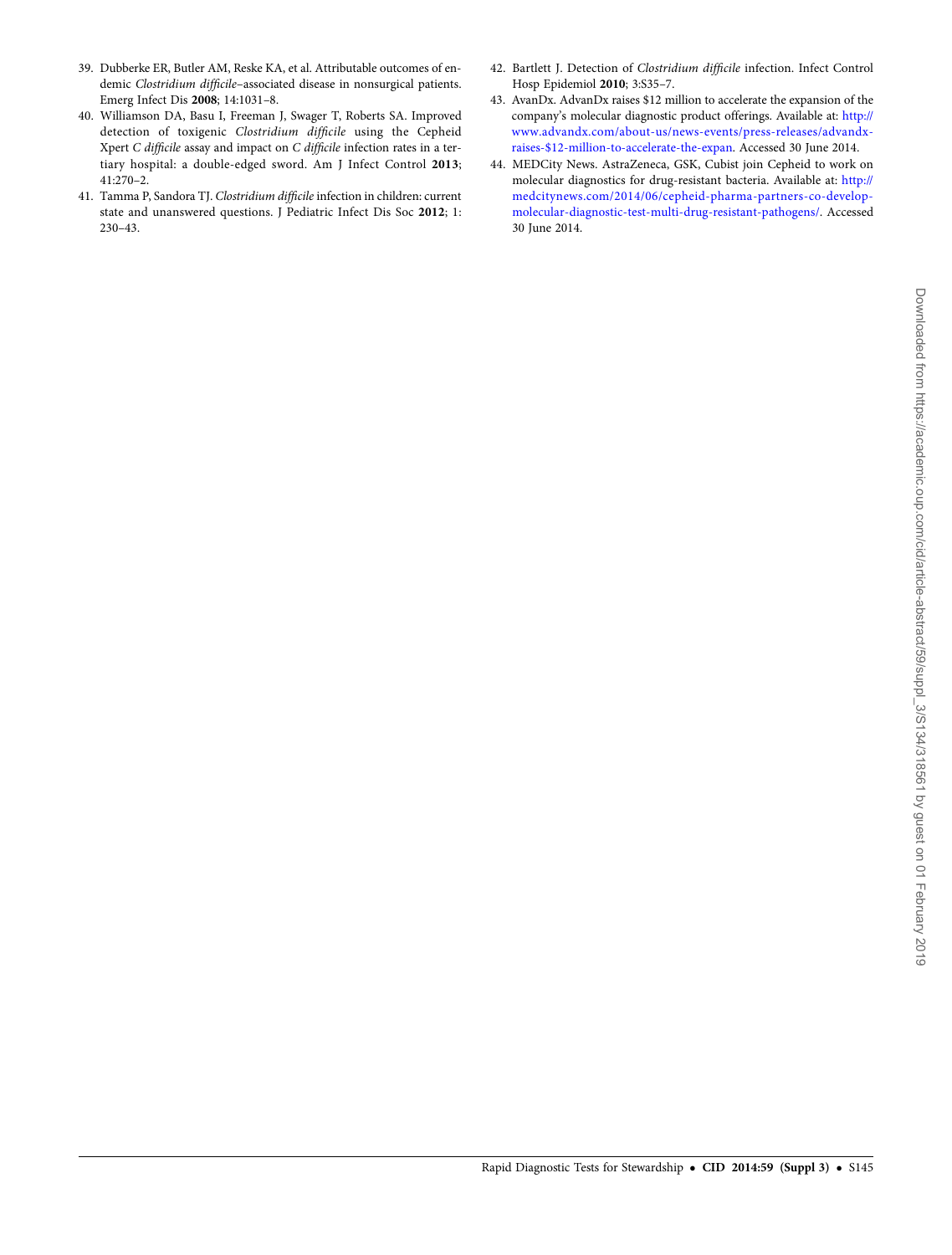39. Dubberke ER, Butler AM, Reske KA, et al. Attributable outcomes of endemic *Clostridium difficile*–associated disease in nonsurgical patients. Emerg Infect Dis **2008**; 14:1031–8.
40. Williamson DA, Basu I, Freeman J, Swager T, Roberts SA. Improved detection of toxigenic *Clostridium difficile* using the Cepheid Xpert *C difficile* assay and impact on *C difficile* infection rates in a tertiary hospital: a double-edged sword. Am J Infect Control **2013**; 41:270–2.
41. Tamma P, Sandora TJ. *Clostridium difficile* infection in children: current state and unanswered questions. J Pediatric Infect Dis Soc **2012**; 1: 230–43.
42. Bartlett J. Detection of *Clostridium difficile* infection. Infect Control Hosp Epidemiol **2010**; 3:S35–7.
43. AvanDx. AdvanDx raises $12 million to accelerate the expansion of the company's molecular diagnostic product offerings. Available at: http://www.advandx.com/about-us/news-events/press-releases/advandx-raises-$12-million-to-accelerate-the-expan. Accessed 30 June 2014.
44. MEDCity News. AstraZeneca, GSK, Cubist join Cepheid to work on molecular diagnostics for drug-resistant bacteria. Available at: http://medcitynews.com/2014/06/cepheid-pharma-partners-co-develop-molecular-diagnostic-test-multi-drug-resistant-pathogens/. Accessed 30 June 2014.